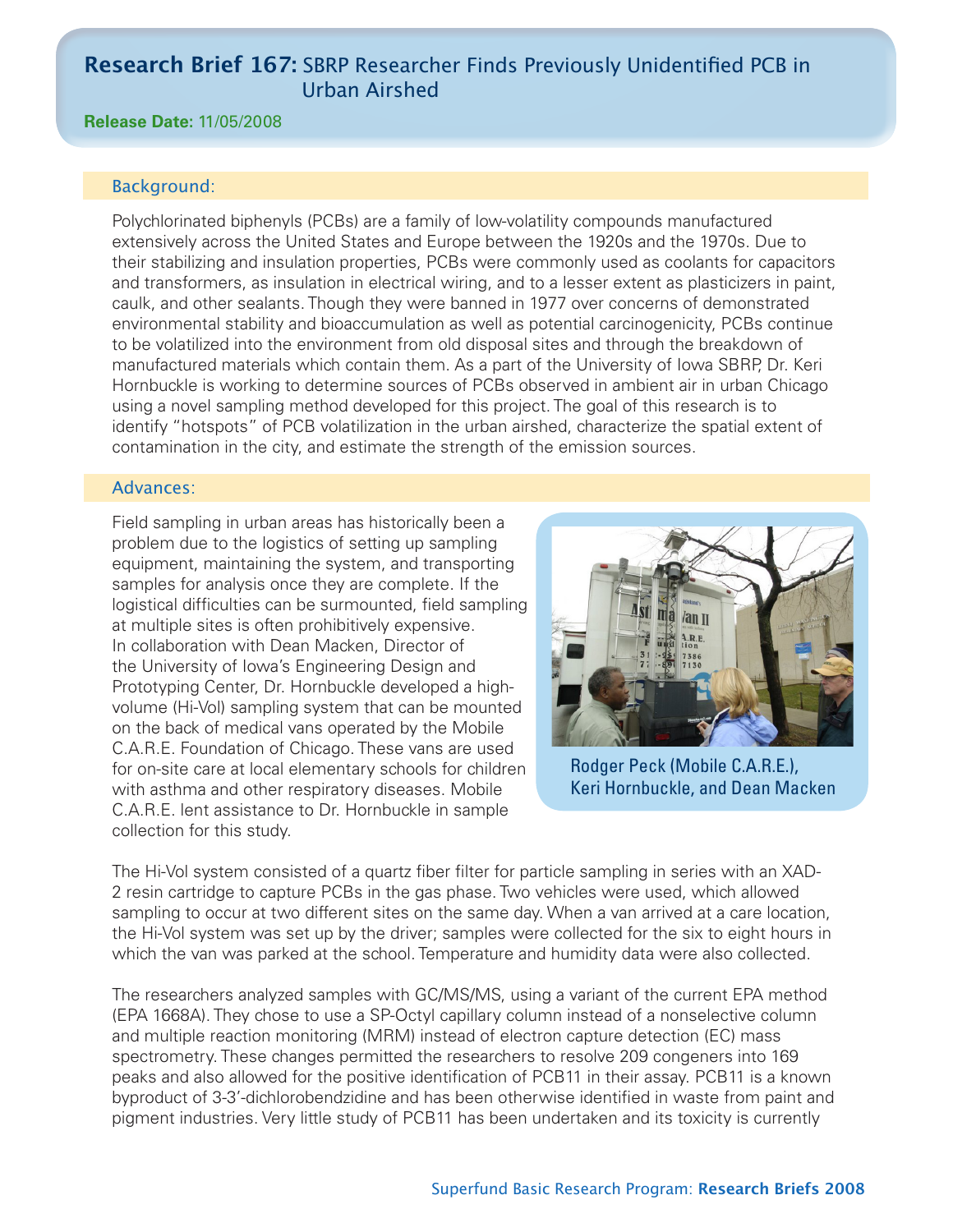# Research Brief 167: SBRP Researcher Finds Previously Unidentified PCB in Urban Airshed

**Release Date:** 11/05/2008

## Background:

Polychlorinated biphenyls (PCBs) are a family of low-volatility compounds manufactured extensively across the United States and Europe between the 1920s and the 1970s. Due to their stabilizing and insulation properties, PCBs were commonly used as coolants for capacitors and transformers, as insulation in electrical wiring, and to a lesser extent as plasticizers in paint, caulk, and other sealants. Though they were banned in 1977 over concerns of demonstrated environmental stability and bioaccumulation as well as potential carcinogenicity, PCBs continue to be volatilized into the environment from old disposal sites and through the breakdown of manufactured materials which contain them. As a part of the University of Iowa SBRP, Dr. Keri Hornbuckle is working to determine sources of PCBs observed in ambient air in urban Chicago using a novel sampling method developed for this project. The goal of this research is to identify "hotspots" of PCB volatilization in the urban airshed, characterize the spatial extent of contamination in the city, and estimate the strength of the emission sources.

## Advances:

Field sampling in urban areas has historically been a problem due to the logistics of setting up sampling equipment, maintaining the system, and transporting samples for analysis once they are complete. If the logistical difficulties can be surmounted, field sampling at multiple sites is often prohibitively expensive. In collaboration with Dean Macken, Director of the University of Iowa's Engineering Design and Prototyping Center, Dr. Hornbuckle developed a high-volume (Hi-Vol) sampling system that can be mounted on the back of medical vans operated by the Mobile C.A.R.E. Foundation of Chicago. These vans are used for on-site care at local elementary schools for children with asthma and other respiratory diseases. Mobile C.A.R.E. lent assistance to Dr. Hornbuckle in sample collection for this study.

Rodger Peck (Mobile C.A.R.E.), Keri Hornbuckle, and Dean Macken

The Hi-Vol system consisted of a quartz fiber filter for particle sampling in series with an XAD-2 resin cartridge to capture PCBs in the gas phase. Two vehicles were used, which allowed sampling to occur at two different sites on the same day. When a van arrived at a care location, the Hi-Vol system was set up by the driver; samples were collected for the six to eight hours in which the van was parked at the school. Temperature and humidity data were also collected.

The researchers analyzed samples with GC/MS/MS, using a variant of the current EPA method (EPA 1668A). They chose to use a SP-Octyl capillary column instead of a nonselective column and multiple reaction monitoring (MRM) instead of electron capture detection (EC) mass spectrometry. These changes permitted the researchers to resolve 209 congeners into 169 peaks and also allowed for the positive identification of PCB11 in their assay. PCB11 is a known byproduct of 3-3'-dichlorobendzidine and has been otherwise identified in waste from paint and pigment industries. Very little study of PCB11 has been undertaken and its toxicity is currently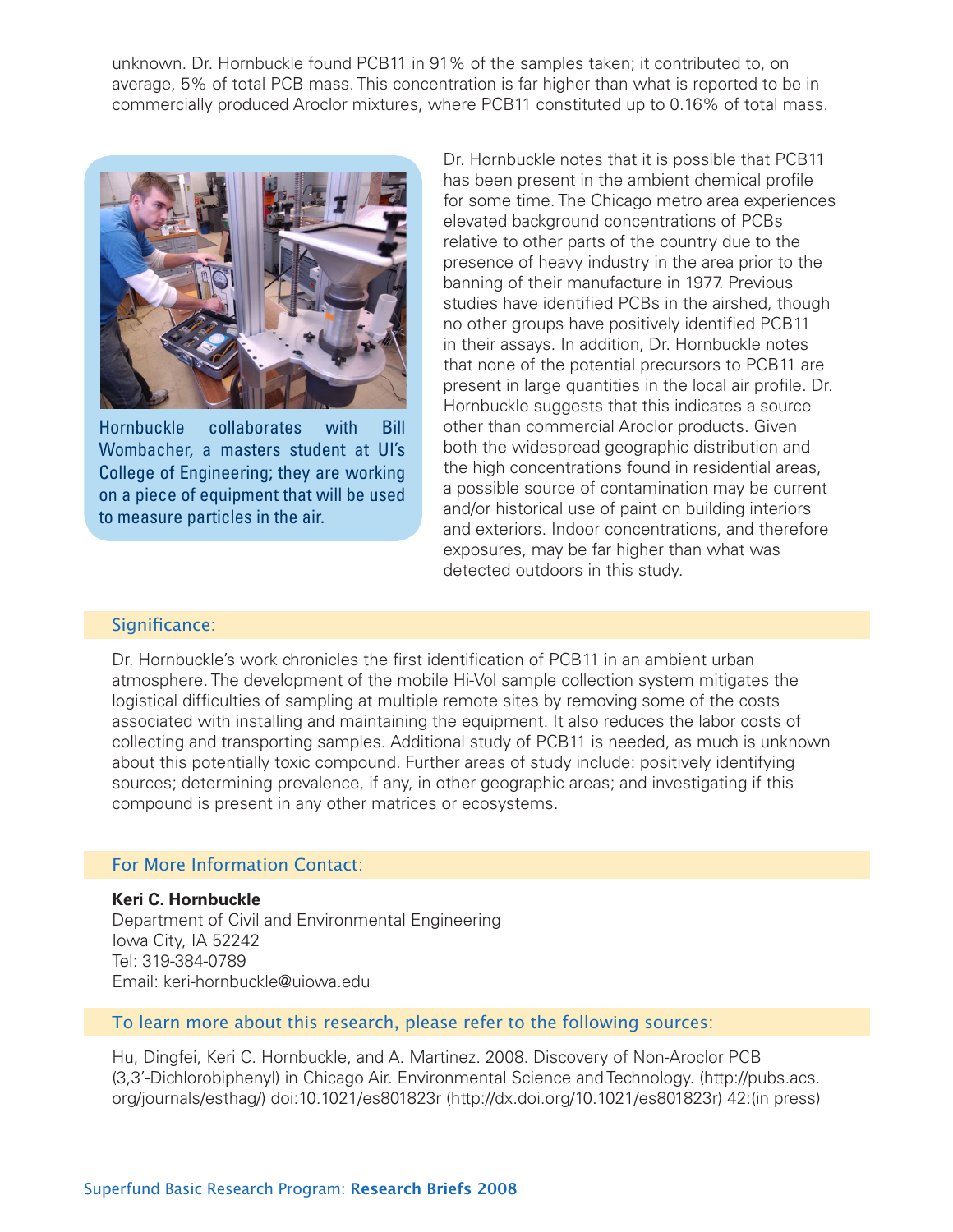unknown. Dr. Hornbuckle found PCB11 in 91% of the samples taken; it contributed to, on average, 5% of total PCB mass. This concentration is far higher than what is reported to be in commercially produced Aroclor mixtures, where PCB11 constituted up to 0.16% of total mass.

Hornbuckle collaborates with Bill Wombacher, a masters student at UI's College of Engineering; they are working on a piece of equipment that will be used to measure particles in the air.

Dr. Hornbuckle notes that it is possible that PCB11 has been present in the ambient chemical profile for some time. The Chicago metro area experiences elevated background concentrations of PCBs relative to other parts of the country due to the presence of heavy industry in the area prior to the banning of their manufacture in 1977. Previous studies have identified PCBs in the airshed, though no other groups have positively identified PCB11 in their assays. In addition, Dr. Hornbuckle notes that none of the potential precursors to PCB11 are present in large quantities in the local air profile. Dr. Hornbuckle suggests that this indicates a source other than commercial Aroclor products. Given both the widespread geographic distribution and the high concentrations found in residential areas, a possible source of contamination may be current and/or historical use of paint on building interiors and exteriors. Indoor concentrations, and therefore exposures, may be far higher than what was detected outdoors in this study.

## Significance:

Dr. Hornbuckle's work chronicles the first identification of PCB11 in an ambient urban atmosphere. The development of the mobile Hi-Vol sample collection system mitigates the logistical difficulties of sampling at multiple remote sites by removing some of the costs associated with installing and maintaining the equipment. It also reduces the labor costs of collecting and transporting samples. Additional study of PCB11 is needed, as much is unknown about this potentially toxic compound. Further areas of study include: positively identifying sources; determining prevalence, if any, in other geographic areas; and investigating if this compound is present in any other matrices or ecosystems.

## For More Information Contact:

**Keri C. Hornbuckle**
Department of Civil and Environmental Engineering
Iowa City, IA 52242
Tel: 319-384-0789
Email: keri-hornbuckle@uiowa.edu

## To learn more about this research, please refer to the following sources:

Hu, Dingfei, Keri C. Hornbuckle, and A. Martinez. 2008. Discovery of Non-Aroclor PCB (3,3'-Dichlorobiphenyl) in Chicago Air. Environmental Science and Technology. (http://pubs.acs.org/journals/esthag/) doi:10.1021/es801823r (http://dx.doi.org/10.1021/es801823r) 42:(in press)